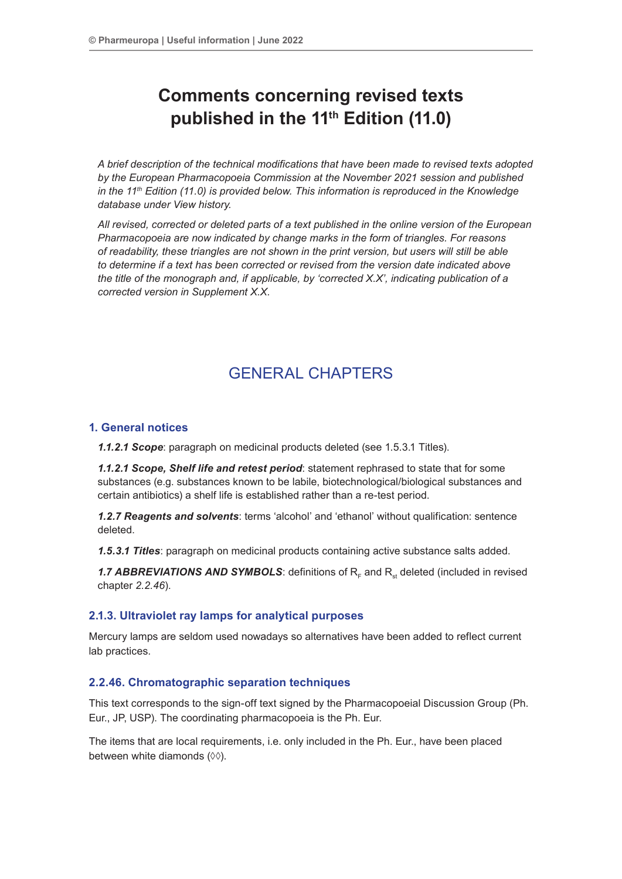# Comments concerning revised texts published in the 11th Edition (11.0)

*A brief description of the technical modifications that have been made to revised texts adopted by the European Pharmacopoeia Commission at the November 2021 session and published in the 11th Edition (11.0) is provided below. This information is reproduced in the Knowledge database under View history.*

*All revised, corrected or deleted parts of a text published in the online version of the European Pharmacopoeia are now indicated by change marks in the form of triangles. For reasons of readability, these triangles are not shown in the print version, but users will still be able to determine if a text has been corrected or revised from the version date indicated above the title of the monograph and, if applicable, by 'corrected X.X', indicating publication of a corrected version in Supplement X.X.*

## GENERAL CHAPTERS

### 1. General notices

***1.1.2.1 Scope***: paragraph on medicinal products deleted (see 1.5.3.1 Titles).

***1.1.2.1 Scope, Shelf life and retest period***: statement rephrased to state that for some substances (e.g. substances known to be labile, biotechnological/biological substances and certain antibiotics) a shelf life is established rather than a re-test period.

***1.2.7 Reagents and solvents***: terms 'alcohol' and 'ethanol' without qualification: sentence deleted.

***1.5.3.1 Titles***: paragraph on medicinal products containing active substance salts added.

***1.7 ABBREVIATIONS AND SYMBOLS***: definitions of $R_F$ and $R_{st}$ deleted (included in revised chapter *2.2.46*).

### 2.1.3. Ultraviolet ray lamps for analytical purposes

Mercury lamps are seldom used nowadays so alternatives have been added to reflect current lab practices.

### 2.2.46. Chromatographic separation techniques

This text corresponds to the sign-off text signed by the Pharmacopoeial Discussion Group (Ph. Eur., JP, USP). The coordinating pharmacopoeia is the Ph. Eur.

The items that are local requirements, i.e. only included in the Ph. Eur., have been placed between white diamonds (◊◊).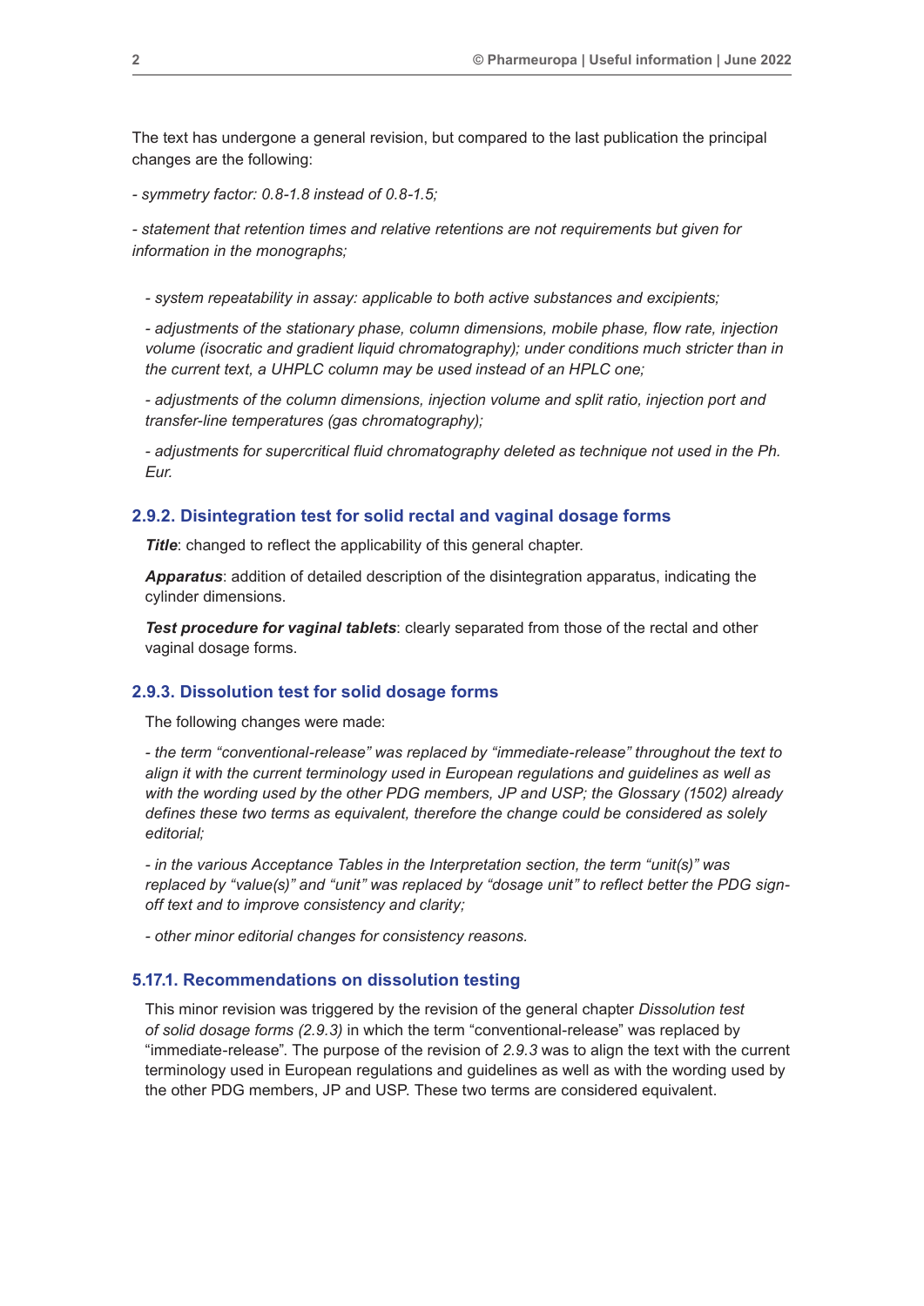The text has undergone a general revision, but compared to the last publication the principal changes are the following:

*- symmetry factor: 0.8-1.8 instead of 0.8-1.5;*

*- statement that retention times and relative retentions are not requirements but given for information in the monographs;*

*- system repeatability in assay: applicable to both active substances and excipients;*

*- adjustments of the stationary phase, column dimensions, mobile phase, flow rate, injection volume (isocratic and gradient liquid chromatography); under conditions much stricter than in the current text, a UHPLC column may be used instead of an HPLC one;*

*- adjustments of the column dimensions, injection volume and split ratio, injection port and transfer-line temperatures (gas chromatography);*

*- adjustments for supercritical fluid chromatography deleted as technique not used in the Ph. Eur.*

### 2.9.2. Disintegration test for solid rectal and vaginal dosage forms

***Title***: changed to reflect the applicability of this general chapter.

***Apparatus***: addition of detailed description of the disintegration apparatus, indicating the cylinder dimensions.

***Test procedure for vaginal tablets***: clearly separated from those of the rectal and other vaginal dosage forms.

### 2.9.3. Dissolution test for solid dosage forms

The following changes were made:

*- the term "conventional-release" was replaced by "immediate-release" throughout the text to align it with the current terminology used in European regulations and guidelines as well as with the wording used by the other PDG members, JP and USP; the Glossary (1502) already defines these two terms as equivalent, therefore the change could be considered as solely editorial;*

*- in the various Acceptance Tables in the Interpretation section, the term "unit(s)" was replaced by "value(s)" and "unit" was replaced by "dosage unit" to reflect better the PDG sign-off text and to improve consistency and clarity;*

*- other minor editorial changes for consistency reasons.*

### 5.17.1. Recommendations on dissolution testing

This minor revision was triggered by the revision of the general chapter *Dissolution test of solid dosage forms (2.9.3)* in which the term "conventional-release" was replaced by "immediate-release". The purpose of the revision of *2.9.3* was to align the text with the current terminology used in European regulations and guidelines as well as with the wording used by the other PDG members, JP and USP. These two terms are considered equivalent.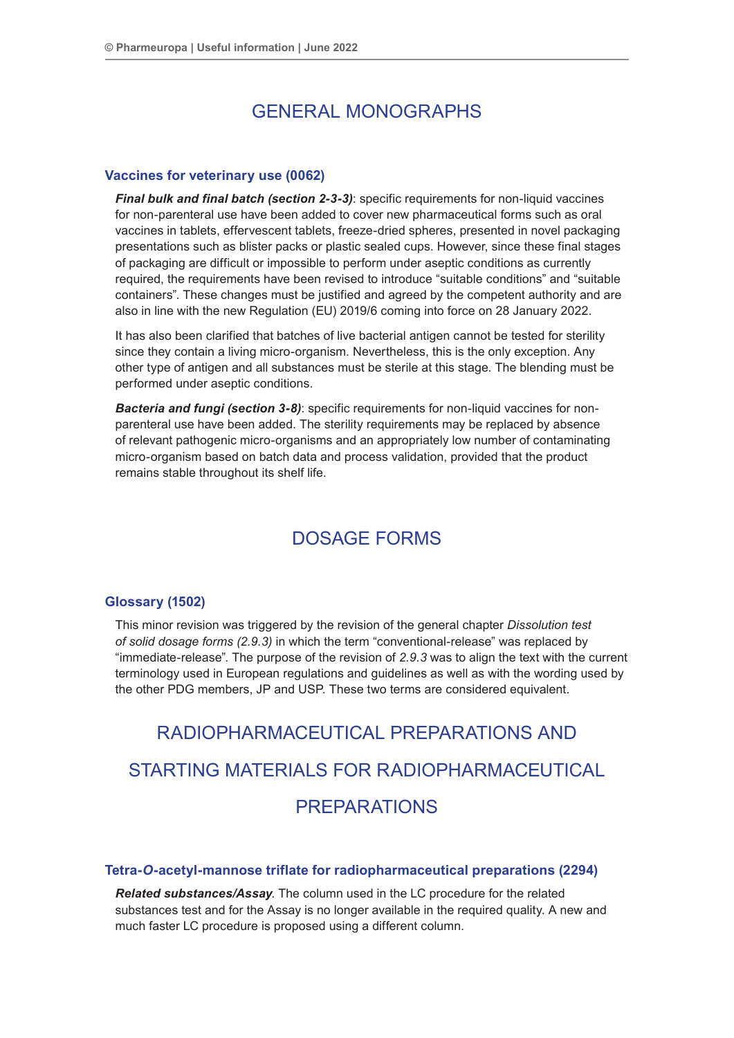# GENERAL MONOGRAPHS

## Vaccines for veterinary use (0062)

***Final bulk and final batch (section 2-3-3)***: specific requirements for non-liquid vaccines for non-parenteral use have been added to cover new pharmaceutical forms such as oral vaccines in tablets, effervescent tablets, freeze-dried spheres, presented in novel packaging presentations such as blister packs or plastic sealed cups. However, since these final stages of packaging are difficult or impossible to perform under aseptic conditions as currently required, the requirements have been revised to introduce "suitable conditions" and "suitable containers". These changes must be justified and agreed by the competent authority and are also in line with the new Regulation (EU) 2019/6 coming into force on 28 January 2022.

It has also been clarified that batches of live bacterial antigen cannot be tested for sterility since they contain a living micro-organism. Nevertheless, this is the only exception. Any other type of antigen and all substances must be sterile at this stage. The blending must be performed under aseptic conditions.

***Bacteria and fungi (section 3-8)***: specific requirements for non-liquid vaccines for non-parenteral use have been added. The sterility requirements may be replaced by absence of relevant pathogenic micro-organisms and an appropriately low number of contaminating micro-organism based on batch data and process validation, provided that the product remains stable throughout its shelf life.

# DOSAGE FORMS

## Glossary (1502)

This minor revision was triggered by the revision of the general chapter *Dissolution test of solid dosage forms (2.9.3)* in which the term "conventional-release" was replaced by "immediate-release". The purpose of the revision of *2.9.3* was to align the text with the current terminology used in European regulations and guidelines as well as with the wording used by the other PDG members, JP and USP. These two terms are considered equivalent.

# RADIOPHARMACEUTICAL PREPARATIONS AND STARTING MATERIALS FOR RADIOPHARMACEUTICAL PREPARATIONS

## Tetra-*O*-acetyl-mannose triflate for radiopharmaceutical preparations (2294)

***Related substances/Assay***. The column used in the LC procedure for the related substances test and for the Assay is no longer available in the required quality. A new and much faster LC procedure is proposed using a different column.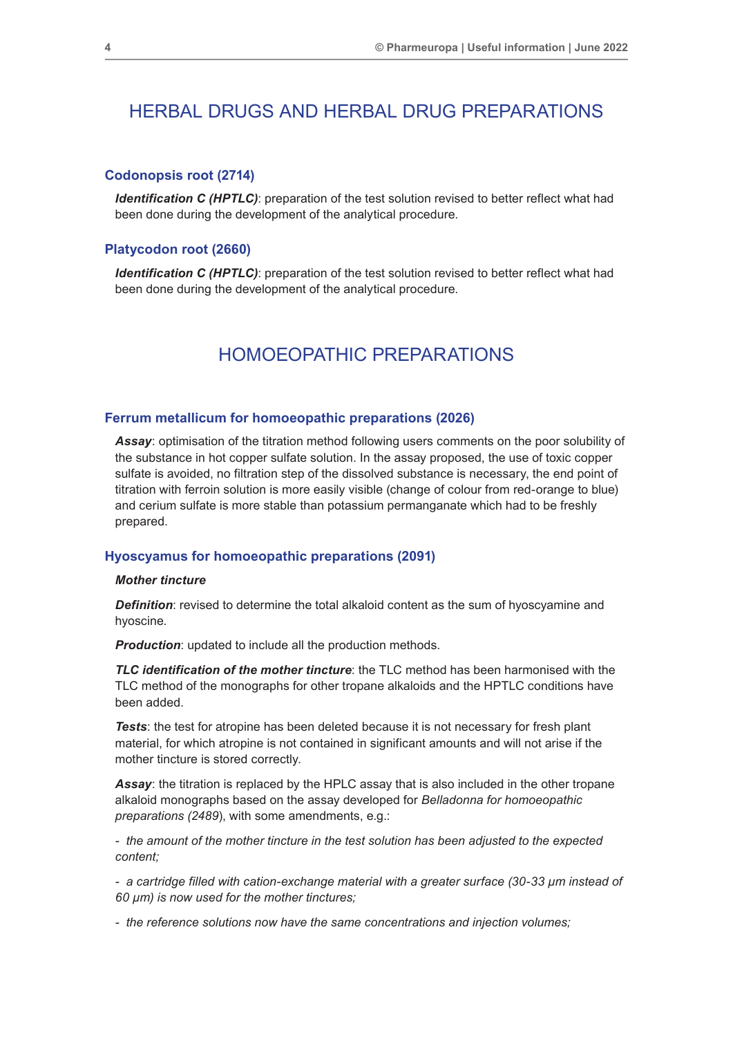# HERBAL DRUGS AND HERBAL DRUG PREPARATIONS

## Codonopsis root (2714)

***Identification C (HPTLC)***: preparation of the test solution revised to better reflect what had been done during the development of the analytical procedure.

## Platycodon root (2660)

***Identification C (HPTLC)***: preparation of the test solution revised to better reflect what had been done during the development of the analytical procedure.

# HOMOEOPATHIC PREPARATIONS

## Ferrum metallicum for homoeopathic preparations (2026)

***Assay***: optimisation of the titration method following users comments on the poor solubility of the substance in hot copper sulfate solution. In the assay proposed, the use of toxic copper sulfate is avoided, no filtration step of the dissolved substance is necessary, the end point of titration with ferroin solution is more easily visible (change of colour from red-orange to blue) and cerium sulfate is more stable than potassium permanganate which had to be freshly prepared.

## Hyoscyamus for homoeopathic preparations (2091)

***Mother tincture***

***Definition***: revised to determine the total alkaloid content as the sum of hyoscyamine and hyoscine.

***Production***: updated to include all the production methods.

***TLC identification of the mother tincture***: the TLC method has been harmonised with the TLC method of the monographs for other tropane alkaloids and the HPTLC conditions have been added.

***Tests***: the test for atropine has been deleted because it is not necessary for fresh plant material, for which atropine is not contained in significant amounts and will not arise if the mother tincture is stored correctly.

***Assay***: the titration is replaced by the HPLC assay that is also included in the other tropane alkaloid monographs based on the assay developed for *Belladonna for homoeopathic preparations (2489)*, with some amendments, e.g.:

- *the amount of the mother tincture in the test solution has been adjusted to the expected content;*

- *a cartridge filled with cation-exchange material with a greater surface (30-33 µm instead of 60 µm) is now used for the mother tinctures;*

- *the reference solutions now have the same concentrations and injection volumes;*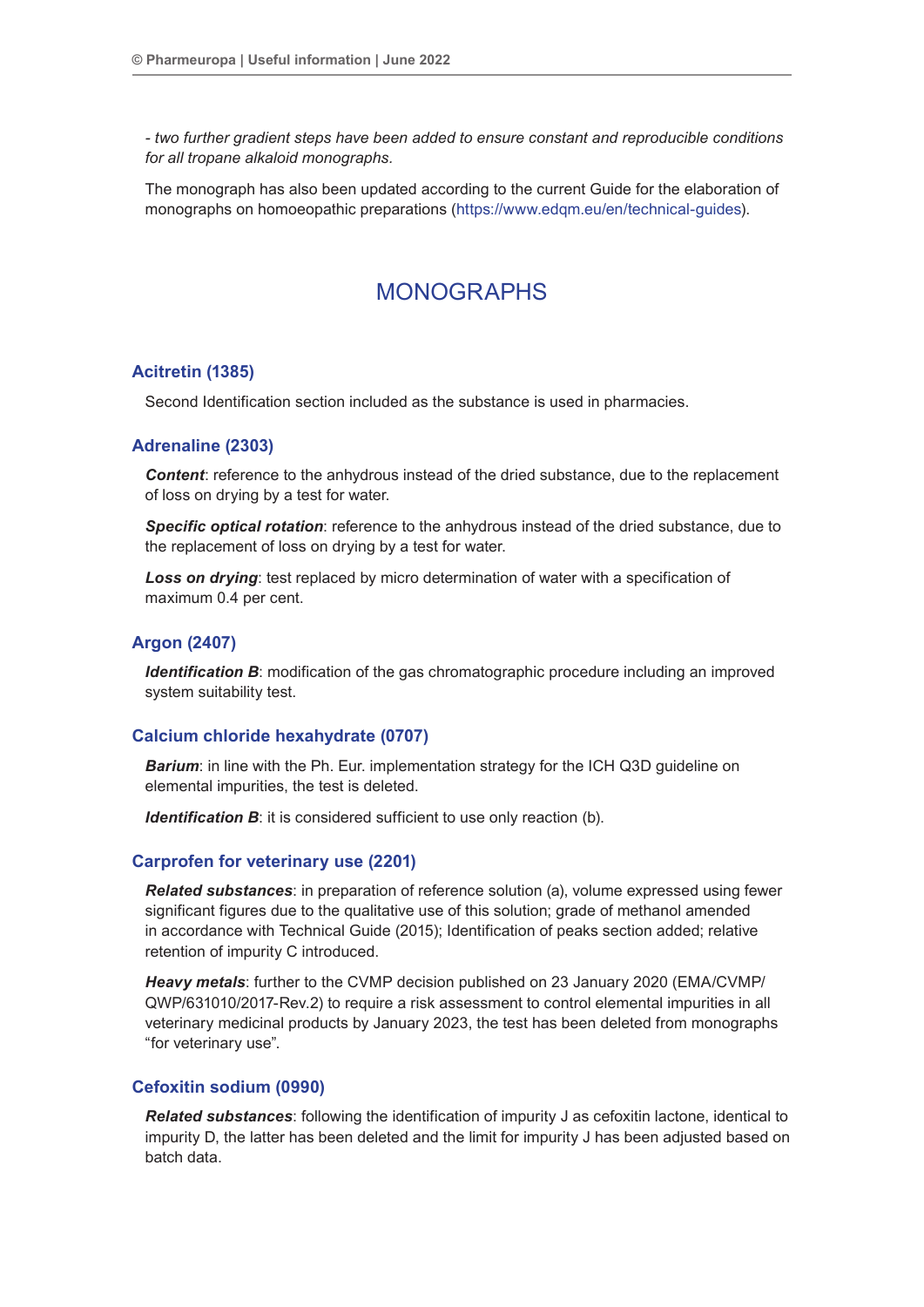*- two further gradient steps have been added to ensure constant and reproducible conditions for all tropane alkaloid monographs.*

The monograph has also been updated according to the current Guide for the elaboration of monographs on homoeopathic preparations (https://www.edqm.eu/en/technical-guides).

# MONOGRAPHS

### Acitretin (1385)

Second Identification section included as the substance is used in pharmacies.

### Adrenaline (2303)

***Content***: reference to the anhydrous instead of the dried substance, due to the replacement of loss on drying by a test for water.

***Specific optical rotation***: reference to the anhydrous instead of the dried substance, due to the replacement of loss on drying by a test for water.

***Loss on drying***: test replaced by micro determination of water with a specification of maximum 0.4 per cent.

### Argon (2407)

***Identification B***: modification of the gas chromatographic procedure including an improved system suitability test.

### Calcium chloride hexahydrate (0707)

***Barium***: in line with the Ph. Eur. implementation strategy for the ICH Q3D guideline on elemental impurities, the test is deleted.

***Identification B***: it is considered sufficient to use only reaction (b).

### Carprofen for veterinary use (2201)

***Related substances***: in preparation of reference solution (a), volume expressed using fewer significant figures due to the qualitative use of this solution; grade of methanol amended in accordance with Technical Guide (2015); Identification of peaks section added; relative retention of impurity C introduced.

***Heavy metals***: further to the CVMP decision published on 23 January 2020 (EMA/CVMP/QWP/631010/2017-Rev.2) to require a risk assessment to control elemental impurities in all veterinary medicinal products by January 2023, the test has been deleted from monographs "for veterinary use".

### Cefoxitin sodium (0990)

***Related substances***: following the identification of impurity J as cefoxitin lactone, identical to impurity D, the latter has been deleted and the limit for impurity J has been adjusted based on batch data.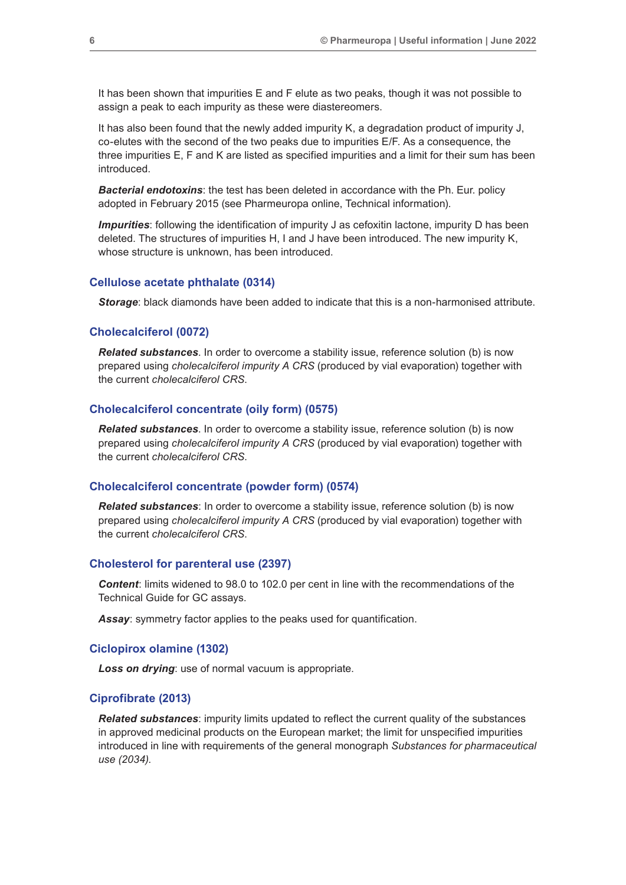It has been shown that impurities E and F elute as two peaks, though it was not possible to assign a peak to each impurity as these were diastereomers.

It has also been found that the newly added impurity K, a degradation product of impurity J, co-elutes with the second of the two peaks due to impurities E/F. As a consequence, the three impurities E, F and K are listed as specified impurities and a limit for their sum has been introduced.

***Bacterial endotoxins***: the test has been deleted in accordance with the Ph. Eur. policy adopted in February 2015 (see Pharmeuropa online, Technical information).

***Impurities***: following the identification of impurity J as cefoxitin lactone, impurity D has been deleted. The structures of impurities H, I and J have been introduced. The new impurity K, whose structure is unknown, has been introduced.

## Cellulose acetate phthalate (0314)

***Storage***: black diamonds have been added to indicate that this is a non-harmonised attribute.

## Cholecalciferol (0072)

***Related substances***. In order to overcome a stability issue, reference solution (b) is now prepared using *cholecalciferol impurity A CRS* (produced by vial evaporation) together with the current *cholecalciferol CRS*.

## Cholecalciferol concentrate (oily form) (0575)

***Related substances***. In order to overcome a stability issue, reference solution (b) is now prepared using *cholecalciferol impurity A CRS* (produced by vial evaporation) together with the current *cholecalciferol CRS*.

## Cholecalciferol concentrate (powder form) (0574)

***Related substances***: In order to overcome a stability issue, reference solution (b) is now prepared using *cholecalciferol impurity A CRS* (produced by vial evaporation) together with the current *cholecalciferol CRS*.

## Cholesterol for parenteral use (2397)

***Content***: limits widened to 98.0 to 102.0 per cent in line with the recommendations of the Technical Guide for GC assays.

***Assay***: symmetry factor applies to the peaks used for quantification.

## Ciclopirox olamine (1302)

***Loss on drying***: use of normal vacuum is appropriate.

## Ciprofibrate (2013)

***Related substances***: impurity limits updated to reflect the current quality of the substances in approved medicinal products on the European market; the limit for unspecified impurities introduced in line with requirements of the general monograph *Substances for pharmaceutical use (2034).*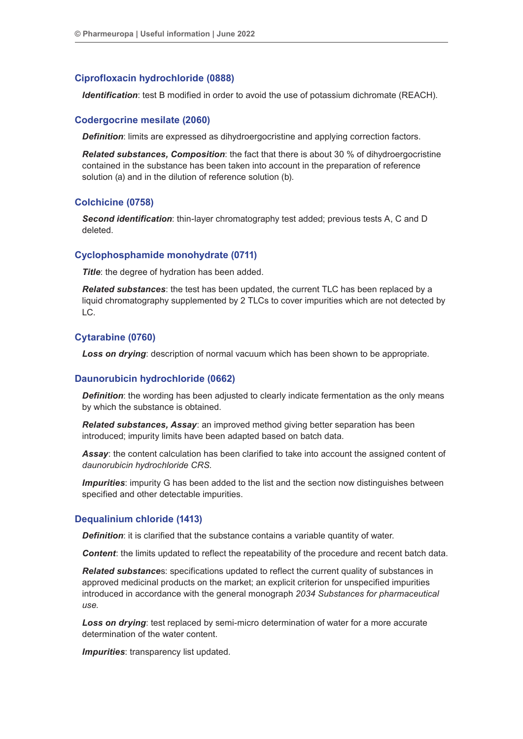### Ciprofloxacin hydrochloride (0888)

***Identification***: test B modified in order to avoid the use of potassium dichromate (REACH).

### Codergocrine mesilate (2060)

***Definition***: limits are expressed as dihydroergocristine and applying correction factors.

***Related substances, Composition***: the fact that there is about 30 % of dihydroergocristine contained in the substance has been taken into account in the preparation of reference solution (a) and in the dilution of reference solution (b).

### Colchicine (0758)

***Second identification***: thin-layer chromatography test added; previous tests A, C and D deleted.

### Cyclophosphamide monohydrate (0711)

***Title***: the degree of hydration has been added.

***Related substances***: the test has been updated, the current TLC has been replaced by a liquid chromatography supplemented by 2 TLCs to cover impurities which are not detected by LC.

### Cytarabine (0760)

***Loss on drying***: description of normal vacuum which has been shown to be appropriate.

### Daunorubicin hydrochloride (0662)

***Definition***: the wording has been adjusted to clearly indicate fermentation as the only means by which the substance is obtained.

***Related substances, Assay***: an improved method giving better separation has been introduced; impurity limits have been adapted based on batch data.

***Assay***: the content calculation has been clarified to take into account the assigned content of *daunorubicin hydrochloride CRS*.

***Impurities***: impurity G has been added to the list and the section now distinguishes between specified and other detectable impurities.

### Dequalinium chloride (1413)

***Definition***: it is clarified that the substance contains a variable quantity of water.

***Content***: the limits updated to reflect the repeatability of the procedure and recent batch data.

***Related substances***: specifications updated to reflect the current quality of substances in approved medicinal products on the market; an explicit criterion for unspecified impurities introduced in accordance with the general monograph *2034 Substances for pharmaceutical use*.

***Loss on drying***: test replaced by semi-micro determination of water for a more accurate determination of the water content.

***Impurities***: transparency list updated.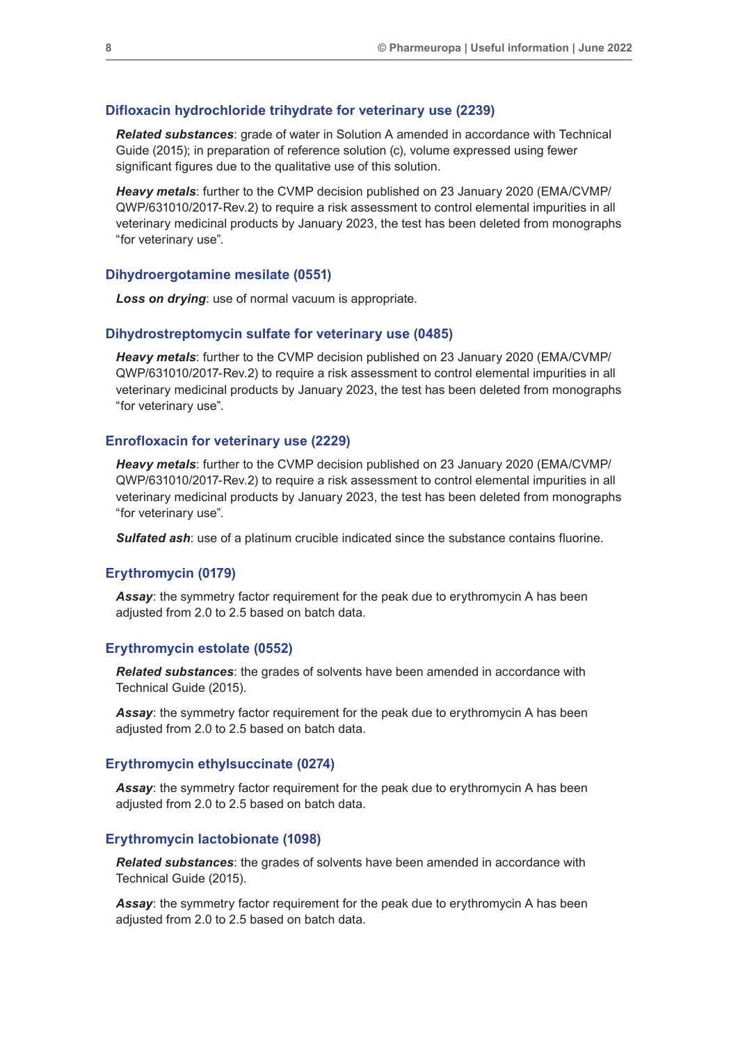### Difloxacin hydrochloride trihydrate for veterinary use (2239)

***Related substances***: grade of water in Solution A amended in accordance with Technical Guide (2015); in preparation of reference solution (c), volume expressed using fewer significant figures due to the qualitative use of this solution.

***Heavy metals***: further to the CVMP decision published on 23 January 2020 (EMA/CVMP/QWP/631010/2017-Rev.2) to require a risk assessment to control elemental impurities in all veterinary medicinal products by January 2023, the test has been deleted from monographs “for veterinary use”.

### Dihydroergotamine mesilate (0551)

***Loss on drying***: use of normal vacuum is appropriate.

### Dihydrostreptomycin sulfate for veterinary use (0485)

***Heavy metals***: further to the CVMP decision published on 23 January 2020 (EMA/CVMP/QWP/631010/2017-Rev.2) to require a risk assessment to control elemental impurities in all veterinary medicinal products by January 2023, the test has been deleted from monographs “for veterinary use”.

### Enrofloxacin for veterinary use (2229)

***Heavy metals***: further to the CVMP decision published on 23 January 2020 (EMA/CVMP/QWP/631010/2017-Rev.2) to require a risk assessment to control elemental impurities in all veterinary medicinal products by January 2023, the test has been deleted from monographs “for veterinary use”.

***Sulfated ash***: use of a platinum crucible indicated since the substance contains fluorine.

### Erythromycin (0179)

***Assay***: the symmetry factor requirement for the peak due to erythromycin A has been adjusted from 2.0 to 2.5 based on batch data.

### Erythromycin estolate (0552)

***Related substances***: the grades of solvents have been amended in accordance with Technical Guide (2015).

***Assay***: the symmetry factor requirement for the peak due to erythromycin A has been adjusted from 2.0 to 2.5 based on batch data.

### Erythromycin ethylsuccinate (0274)

***Assay***: the symmetry factor requirement for the peak due to erythromycin A has been adjusted from 2.0 to 2.5 based on batch data.

### Erythromycin lactobionate (1098)

***Related substances***: the grades of solvents have been amended in accordance with Technical Guide (2015).

***Assay***: the symmetry factor requirement for the peak due to erythromycin A has been adjusted from 2.0 to 2.5 based on batch data.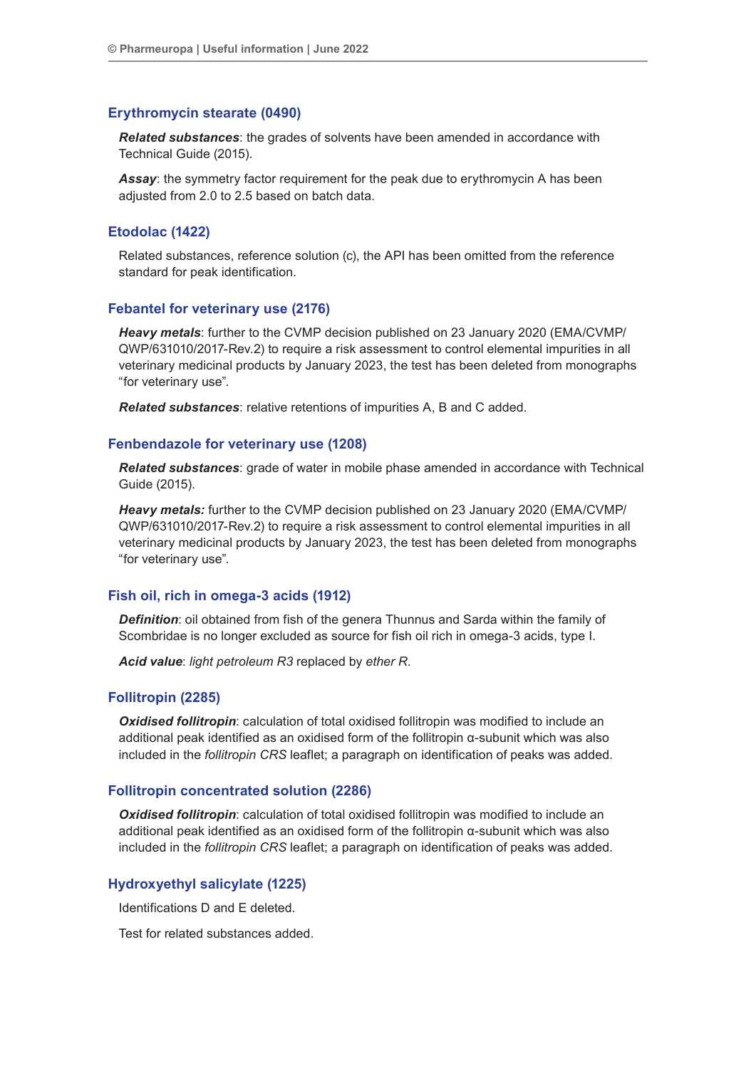### Erythromycin stearate (0490)

***Related substances***: the grades of solvents have been amended in accordance with Technical Guide (2015).

***Assay***: the symmetry factor requirement for the peak due to erythromycin A has been adjusted from 2.0 to 2.5 based on batch data.

### Etodolac (1422)

Related substances, reference solution (c), the API has been omitted from the reference standard for peak identification.

### Febantel for veterinary use (2176)

***Heavy metals***: further to the CVMP decision published on 23 January 2020 (EMA/CVMP/QWP/631010/2017-Rev.2) to require a risk assessment to control elemental impurities in all veterinary medicinal products by January 2023, the test has been deleted from monographs “for veterinary use”.

***Related substances***: relative retentions of impurities A, B and C added.

### Fenbendazole for veterinary use (1208)

***Related substances***: grade of water in mobile phase amended in accordance with Technical Guide (2015).

***Heavy metals:*** further to the CVMP decision published on 23 January 2020 (EMA/CVMP/QWP/631010/2017-Rev.2) to require a risk assessment to control elemental impurities in all veterinary medicinal products by January 2023, the test has been deleted from monographs “for veterinary use”.

### Fish oil, rich in omega-3 acids (1912)

***Definition***: oil obtained from fish of the genera Thunnus and Sarda within the family of Scombridae is no longer excluded as source for fish oil rich in omega-3 acids, type I.

***Acid value***: *light petroleum R3* replaced by *ether R*.

### Follitropin (2285)

***Oxidised follitropin***: calculation of total oxidised follitropin was modified to include an additional peak identified as an oxidised form of the follitropin α-subunit which was also included in the *follitropin CRS* leaflet; a paragraph on identification of peaks was added.

### Follitropin concentrated solution (2286)

***Oxidised follitropin***: calculation of total oxidised follitropin was modified to include an additional peak identified as an oxidised form of the follitropin α-subunit which was also included in the *follitropin CRS* leaflet; a paragraph on identification of peaks was added.

### Hydroxyethyl salicylate (1225)

Identifications D and E deleted.

Test for related substances added.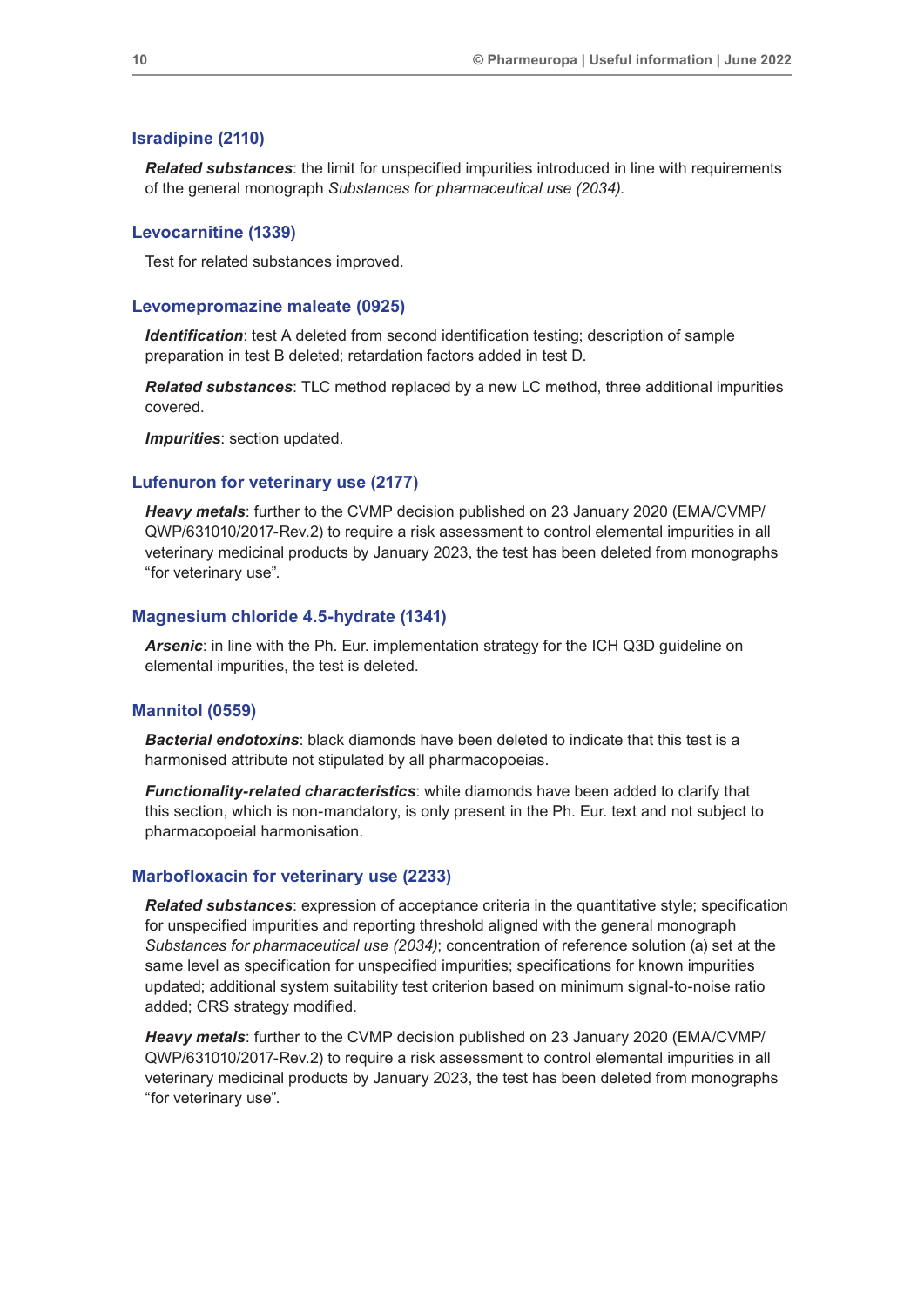### Isradipine (2110)

***Related substances***: the limit for unspecified impurities introduced in line with requirements of the general monograph *Substances for pharmaceutical use (2034)*.

### Levocarnitine (1339)

Test for related substances improved.

### Levomepromazine maleate (0925)

***Identification***: test A deleted from second identification testing; description of sample preparation in test B deleted; retardation factors added in test D.

***Related substances***: TLC method replaced by a new LC method, three additional impurities covered.

***Impurities***: section updated.

### Lufenuron for veterinary use (2177)

***Heavy metals***: further to the CVMP decision published on 23 January 2020 (EMA/CVMP/QWP/631010/2017-Rev.2) to require a risk assessment to control elemental impurities in all veterinary medicinal products by January 2023, the test has been deleted from monographs "for veterinary use".

### Magnesium chloride 4.5-hydrate (1341)

***Arsenic***: in line with the Ph. Eur. implementation strategy for the ICH Q3D guideline on elemental impurities, the test is deleted.

### Mannitol (0559)

***Bacterial endotoxins***: black diamonds have been deleted to indicate that this test is a harmonised attribute not stipulated by all pharmacopoeias.

***Functionality-related characteristics***: white diamonds have been added to clarify that this section, which is non-mandatory, is only present in the Ph. Eur. text and not subject to pharmacopoeial harmonisation.

### Marbofloxacin for veterinary use (2233)

***Related substances***: expression of acceptance criteria in the quantitative style; specification for unspecified impurities and reporting threshold aligned with the general monograph *Substances for pharmaceutical use (2034)*; concentration of reference solution (a) set at the same level as specification for unspecified impurities; specifications for known impurities updated; additional system suitability test criterion based on minimum signal-to-noise ratio added; CRS strategy modified.

***Heavy metals***: further to the CVMP decision published on 23 January 2020 (EMA/CVMP/QWP/631010/2017-Rev.2) to require a risk assessment to control elemental impurities in all veterinary medicinal products by January 2023, the test has been deleted from monographs "for veterinary use".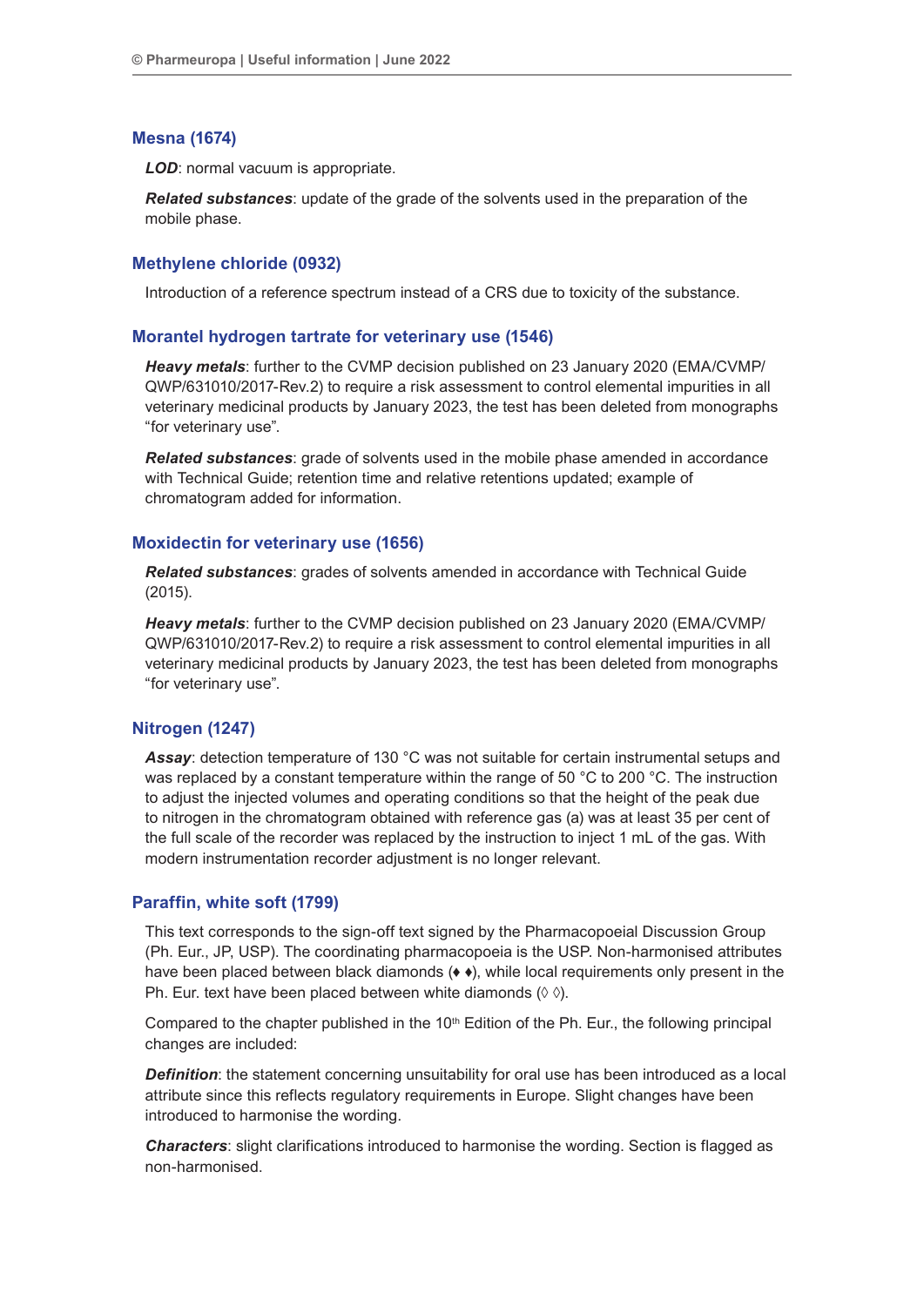### Mesna (1674)

***LOD***: normal vacuum is appropriate.

***Related substances***: update of the grade of the solvents used in the preparation of the mobile phase.

### Methylene chloride (0932)

Introduction of a reference spectrum instead of a CRS due to toxicity of the substance.

### Morantel hydrogen tartrate for veterinary use (1546)

***Heavy metals***: further to the CVMP decision published on 23 January 2020 (EMA/CVMP/QWP/631010/2017-Rev.2) to require a risk assessment to control elemental impurities in all veterinary medicinal products by January 2023, the test has been deleted from monographs "for veterinary use".

***Related substances***: grade of solvents used in the mobile phase amended in accordance with Technical Guide; retention time and relative retentions updated; example of chromatogram added for information.

### Moxidectin for veterinary use (1656)

***Related substances***: grades of solvents amended in accordance with Technical Guide (2015).

***Heavy metals***: further to the CVMP decision published on 23 January 2020 (EMA/CVMP/QWP/631010/2017-Rev.2) to require a risk assessment to control elemental impurities in all veterinary medicinal products by January 2023, the test has been deleted from monographs "for veterinary use".

### Nitrogen (1247)

***Assay***: detection temperature of 130 °C was not suitable for certain instrumental setups and was replaced by a constant temperature within the range of 50 °C to 200 °C. The instruction to adjust the injected volumes and operating conditions so that the height of the peak due to nitrogen in the chromatogram obtained with reference gas (a) was at least 35 per cent of the full scale of the recorder was replaced by the instruction to inject 1 mL of the gas. With modern instrumentation recorder adjustment is no longer relevant.

### Paraffin, white soft (1799)

This text corresponds to the sign-off text signed by the Pharmacopoeial Discussion Group (Ph. Eur., JP, USP). The coordinating pharmacopoeia is the USP. Non-harmonised attributes have been placed between black diamonds (♦ ♦), while local requirements only present in the Ph. Eur. text have been placed between white diamonds (◊ ◊).

Compared to the chapter published in the 10th Edition of the Ph. Eur., the following principal changes are included:

***Definition***: the statement concerning unsuitability for oral use has been introduced as a local attribute since this reflects regulatory requirements in Europe. Slight changes have been introduced to harmonise the wording.

***Characters***: slight clarifications introduced to harmonise the wording. Section is flagged as non-harmonised.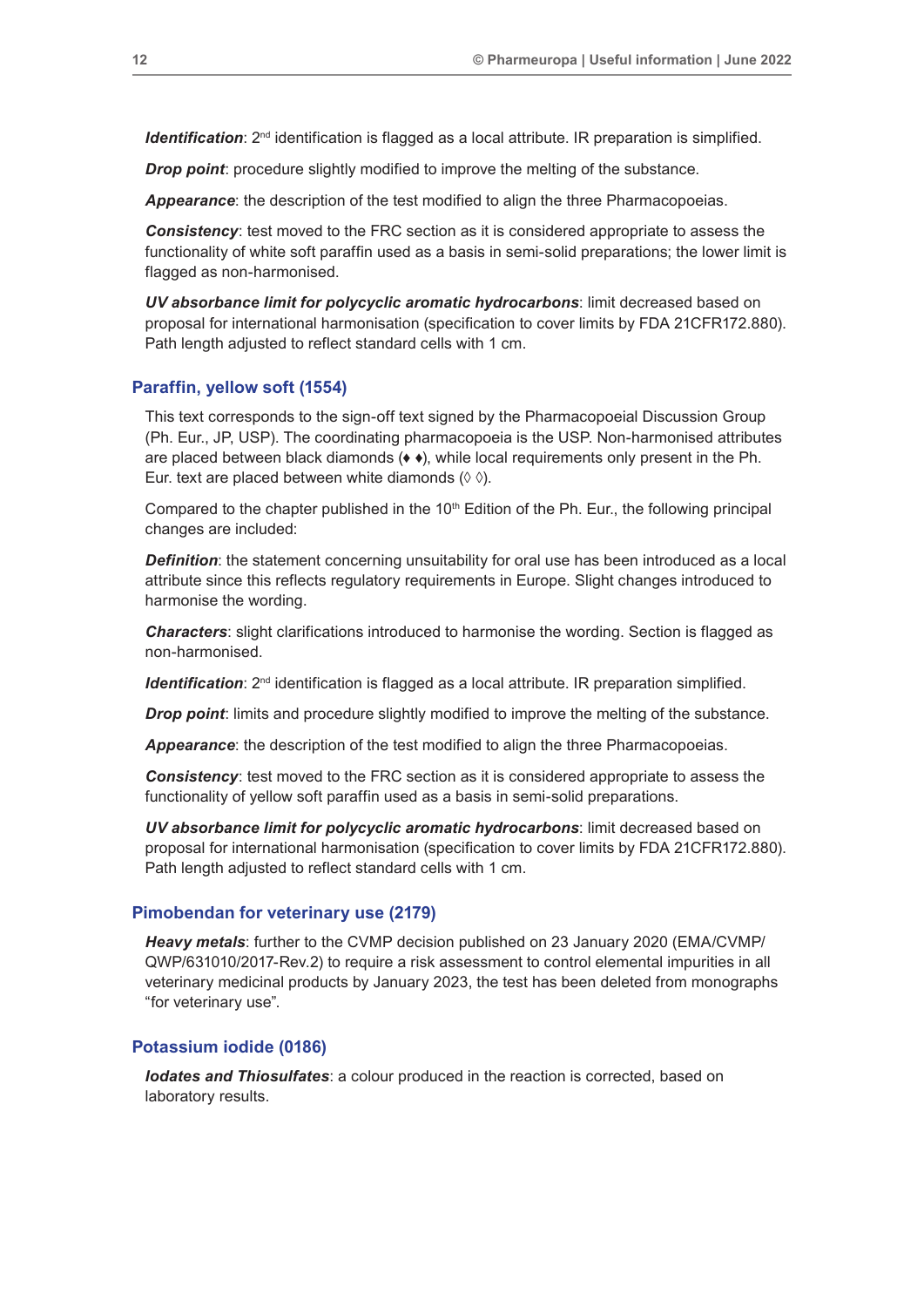***Identification***: 2nd identification is flagged as a local attribute. IR preparation is simplified.

***Drop point***: procedure slightly modified to improve the melting of the substance.

***Appearance***: the description of the test modified to align the three Pharmacopoeias.

***Consistency***: test moved to the FRC section as it is considered appropriate to assess the functionality of white soft paraffin used as a basis in semi-solid preparations; the lower limit is flagged as non-harmonised.

***UV absorbance limit for polycyclic aromatic hydrocarbons***: limit decreased based on proposal for international harmonisation (specification to cover limits by FDA 21CFR172.880). Path length adjusted to reflect standard cells with 1 cm.

## Paraffin, yellow soft (1554)

This text corresponds to the sign-off text signed by the Pharmacopoeial Discussion Group (Ph. Eur., JP, USP). The coordinating pharmacopoeia is the USP. Non-harmonised attributes are placed between black diamonds (♦ ♦), while local requirements only present in the Ph. Eur. text are placed between white diamonds (◊ ◊).

Compared to the chapter published in the 10th Edition of the Ph. Eur., the following principal changes are included:

***Definition***: the statement concerning unsuitability for oral use has been introduced as a local attribute since this reflects regulatory requirements in Europe. Slight changes introduced to harmonise the wording.

***Characters***: slight clarifications introduced to harmonise the wording. Section is flagged as non-harmonised.

***Identification***: 2nd identification is flagged as a local attribute. IR preparation simplified.

***Drop point***: limits and procedure slightly modified to improve the melting of the substance.

***Appearance***: the description of the test modified to align the three Pharmacopoeias.

***Consistency***: test moved to the FRC section as it is considered appropriate to assess the functionality of yellow soft paraffin used as a basis in semi-solid preparations.

***UV absorbance limit for polycyclic aromatic hydrocarbons***: limit decreased based on proposal for international harmonisation (specification to cover limits by FDA 21CFR172.880). Path length adjusted to reflect standard cells with 1 cm.

## Pimobendan for veterinary use (2179)

***Heavy metals***: further to the CVMP decision published on 23 January 2020 (EMA/CVMP/QWP/631010/2017-Rev.2) to require a risk assessment to control elemental impurities in all veterinary medicinal products by January 2023, the test has been deleted from monographs "for veterinary use".

## Potassium iodide (0186)

***Iodates and Thiosulfates***: a colour produced in the reaction is corrected, based on laboratory results.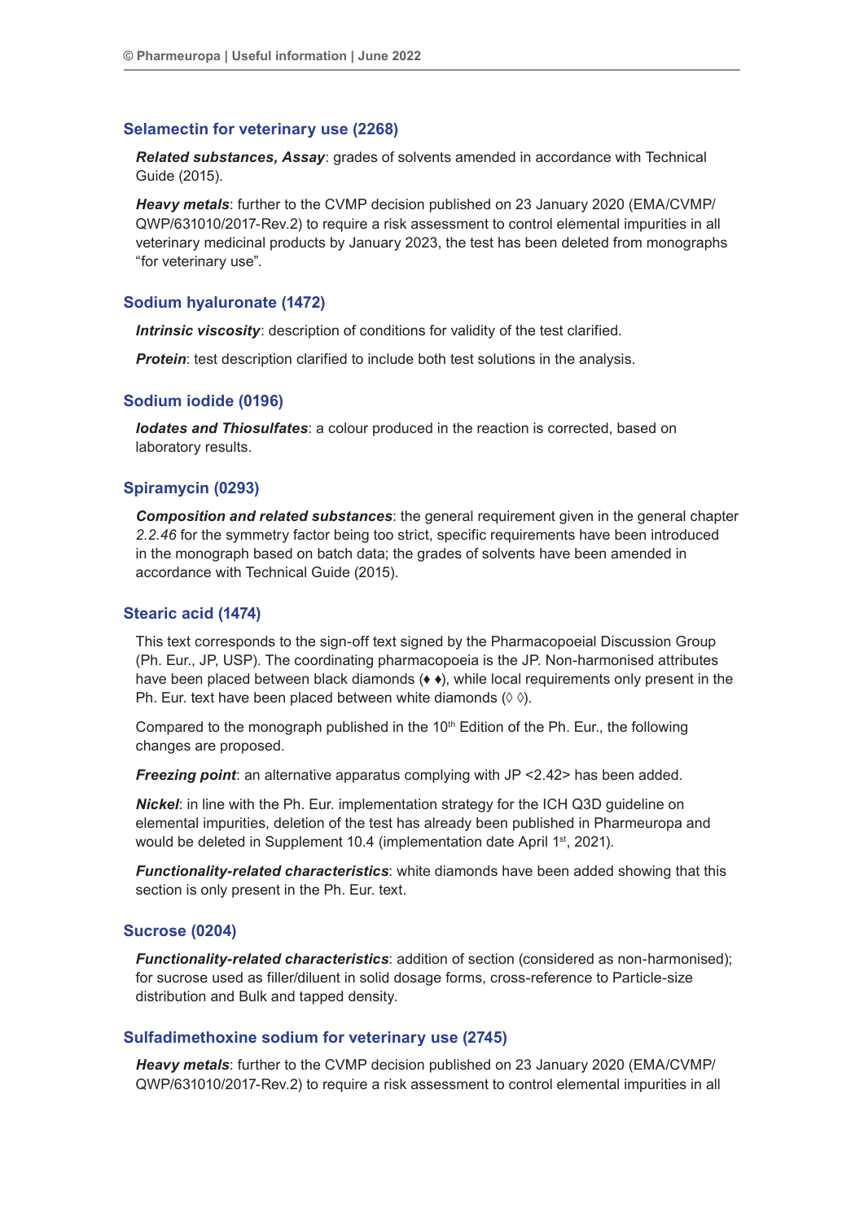### Selamectin for veterinary use (2268)

***Related substances, Assay***: grades of solvents amended in accordance with Technical Guide (2015).

***Heavy metals***: further to the CVMP decision published on 23 January 2020 (EMA/CVMP/QWP/631010/2017-Rev.2) to require a risk assessment to control elemental impurities in all veterinary medicinal products by January 2023, the test has been deleted from monographs "for veterinary use".

### Sodium hyaluronate (1472)

***Intrinsic viscosity***: description of conditions for validity of the test clarified.

***Protein***: test description clarified to include both test solutions in the analysis.

### Sodium iodide (0196)

***Iodates and Thiosulfates***: a colour produced in the reaction is corrected, based on laboratory results.

### Spiramycin (0293)

***Composition and related substances***: the general requirement given in the general chapter *2.2.46* for the symmetry factor being too strict, specific requirements have been introduced in the monograph based on batch data; the grades of solvents have been amended in accordance with Technical Guide (2015).

### Stearic acid (1474)

This text corresponds to the sign-off text signed by the Pharmacopoeial Discussion Group (Ph. Eur., JP, USP). The coordinating pharmacopoeia is the JP. Non-harmonised attributes have been placed between black diamonds (♦ ♦), while local requirements only present in the Ph. Eur. text have been placed between white diamonds (◊ ◊).

Compared to the monograph published in the 10th Edition of the Ph. Eur., the following changes are proposed.

***Freezing point***: an alternative apparatus complying with JP <2.42> has been added.

***Nickel***: in line with the Ph. Eur. implementation strategy for the ICH Q3D guideline on elemental impurities, deletion of the test has already been published in Pharmeuropa and would be deleted in Supplement 10.4 (implementation date April 1st, 2021).

***Functionality-related characteristics***: white diamonds have been added showing that this section is only present in the Ph. Eur. text.

### Sucrose (0204)

***Functionality-related characteristics***: addition of section (considered as non-harmonised); for sucrose used as filler/diluent in solid dosage forms, cross-reference to Particle-size distribution and Bulk and tapped density.

### Sulfadimethoxine sodium for veterinary use (2745)

***Heavy metals***: further to the CVMP decision published on 23 January 2020 (EMA/CVMP/QWP/631010/2017-Rev.2) to require a risk assessment to control elemental impurities in all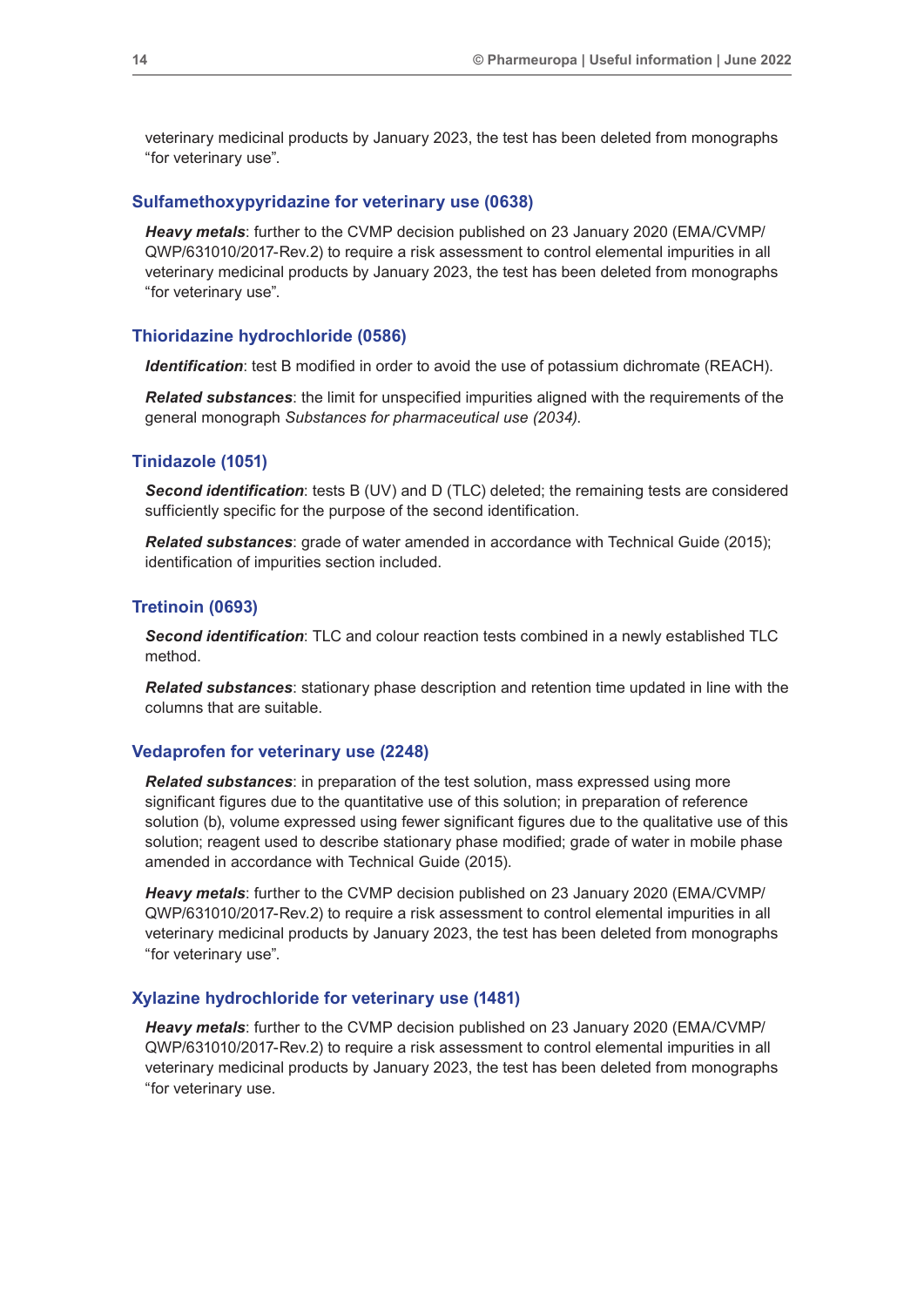veterinary medicinal products by January 2023, the test has been deleted from monographs “for veterinary use”.

### Sulfamethoxypyridazine for veterinary use (0638)

***Heavy metals***: further to the CVMP decision published on 23 January 2020 (EMA/CVMP/QWP/631010/2017-Rev.2) to require a risk assessment to control elemental impurities in all veterinary medicinal products by January 2023, the test has been deleted from monographs “for veterinary use”.

### Thioridazine hydrochloride (0586)

***Identification***: test B modified in order to avoid the use of potassium dichromate (REACH).

***Related substances***: the limit for unspecified impurities aligned with the requirements of the general monograph *Substances for pharmaceutical use (2034)*.

### Tinidazole (1051)

***Second identification***: tests B (UV) and D (TLC) deleted; the remaining tests are considered sufficiently specific for the purpose of the second identification.

***Related substances***: grade of water amended in accordance with Technical Guide (2015); identification of impurities section included.

### Tretinoin (0693)

***Second identification***: TLC and colour reaction tests combined in a newly established TLC method.

***Related substances***: stationary phase description and retention time updated in line with the columns that are suitable.

### Vedaprofen for veterinary use (2248)

***Related substances***: in preparation of the test solution, mass expressed using more significant figures due to the quantitative use of this solution; in preparation of reference solution (b), volume expressed using fewer significant figures due to the qualitative use of this solution; reagent used to describe stationary phase modified; grade of water in mobile phase amended in accordance with Technical Guide (2015).

***Heavy metals***: further to the CVMP decision published on 23 January 2020 (EMA/CVMP/QWP/631010/2017-Rev.2) to require a risk assessment to control elemental impurities in all veterinary medicinal products by January 2023, the test has been deleted from monographs “for veterinary use”.

### Xylazine hydrochloride for veterinary use (1481)

***Heavy metals***: further to the CVMP decision published on 23 January 2020 (EMA/CVMP/QWP/631010/2017-Rev.2) to require a risk assessment to control elemental impurities in all veterinary medicinal products by January 2023, the test has been deleted from monographs “for veterinary use.